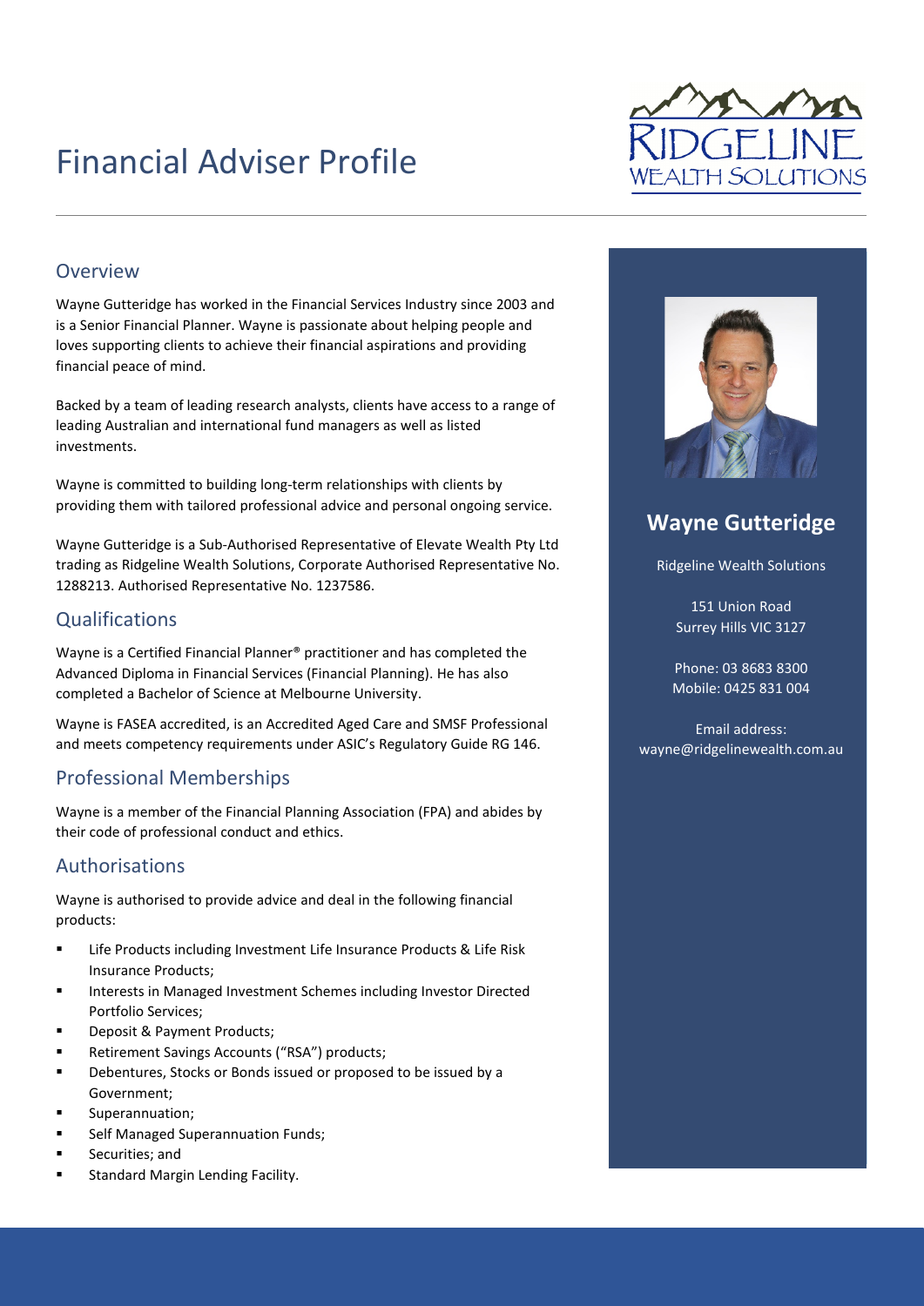# Financial Adviser Profile

RIDGELINE WEALTH SOLUTIONS

## Overview

Wayne Gutteridge has worked in the Financial Services Industry since 2003 and is a Senior Financial Planner. Wayne is passionate about helping people and loves supporting clients to achieve their financial aspirations and providing financial peace of mind.

Backed by a team of leading research analysts, clients have access to a range of leading Australian and international fund managers as well as listed investments.

Wayne is committed to building long-term relationships with clients by providing them with tailored professional advice and personal ongoing service.

Wayne Gutteridge is a Sub-Authorised Representative of Elevate Wealth Pty Ltd trading as Ridgeline Wealth Solutions, Corporate Authorised Representative No. 1288213. Authorised Representative No. 1237586.

## Qualifications

Wayne is a Certified Financial Planner® practitioner and has completed the Advanced Diploma in Financial Services (Financial Planning). He has also completed a Bachelor of Science at Melbourne University.

Wayne is FASEA accredited, is an Accredited Aged Care and SMSF Professional and meets competency requirements under ASIC's Regulatory Guide RG 146.

## Professional Memberships

Wayne is a member of the Financial Planning Association (FPA) and abides by their code of professional conduct and ethics.

## Authorisations

Wayne is authorised to provide advice and deal in the following financial products:

- Life Products including Investment Life Insurance Products & Life Risk Insurance Products;
- Interests in Managed Investment Schemes including Investor Directed Portfolio Services;
- Deposit & Payment Products;
- Retirement Savings Accounts ("RSA") products;
- Debentures, Stocks or Bonds issued or proposed to be issued by a Government;
- Superannuation;
- Self Managed Superannuation Funds;
- Securities; and
- Standard Margin Lending Facility.

## Wayne Gutteridge

Ridgeline Wealth Solutions

151 Union Road
Surrey Hills VIC 3127

Phone: 03 8683 8300
Mobile: 0425 831 004

Email address:
wayne@ridgelinewealth.com.au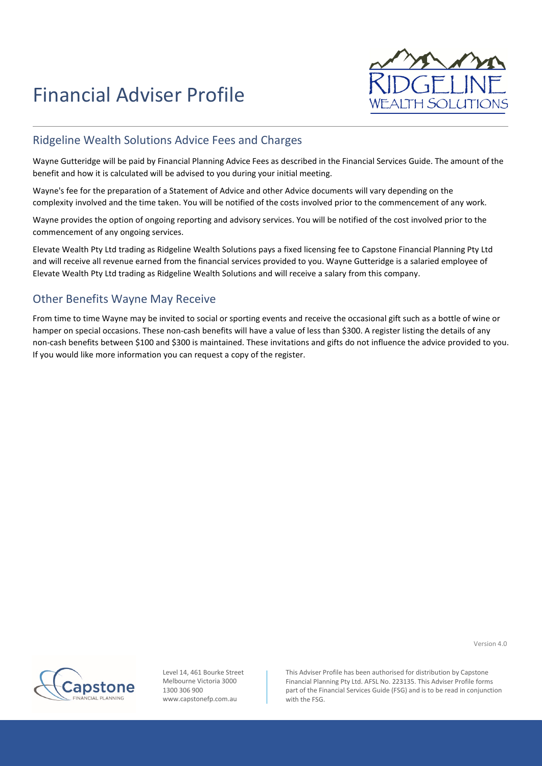# Financial Adviser Profile

## Ridgeline Wealth Solutions Advice Fees and Charges

Wayne Gutteridge will be paid by Financial Planning Advice Fees as described in the Financial Services Guide. The amount of the benefit and how it is calculated will be advised to you during your initial meeting.

Wayne's fee for the preparation of a Statement of Advice and other Advice documents will vary depending on the complexity involved and the time taken. You will be notified of the costs involved prior to the commencement of any work.

Wayne provides the option of ongoing reporting and advisory services. You will be notified of the cost involved prior to the commencement of any ongoing services.

Elevate Wealth Pty Ltd trading as Ridgeline Wealth Solutions pays a fixed licensing fee to Capstone Financial Planning Pty Ltd and will receive all revenue earned from the financial services provided to you. Wayne Gutteridge is a salaried employee of Elevate Wealth Pty Ltd trading as Ridgeline Wealth Solutions and will receive a salary from this company.

## Other Benefits Wayne May Receive

From time to time Wayne may be invited to social or sporting events and receive the occasional gift such as a bottle of wine or hamper on special occasions. These non-cash benefits will have a value of less than $300. A register listing the details of any non-cash benefits between $100 and $300 is maintained. These invitations and gifts do not influence the advice provided to you. If you would like more information you can request a copy of the register.

Version 4.0

Level 14, 461 Bourke Street
Melbourne Victoria 3000
1300 306 900
www.capstonefp.com.au

This Adviser Profile has been authorised for distribution by Capstone Financial Planning Pty Ltd. AFSL No. 223135. This Adviser Profile forms part of the Financial Services Guide (FSG) and is to be read in conjunction with the FSG.